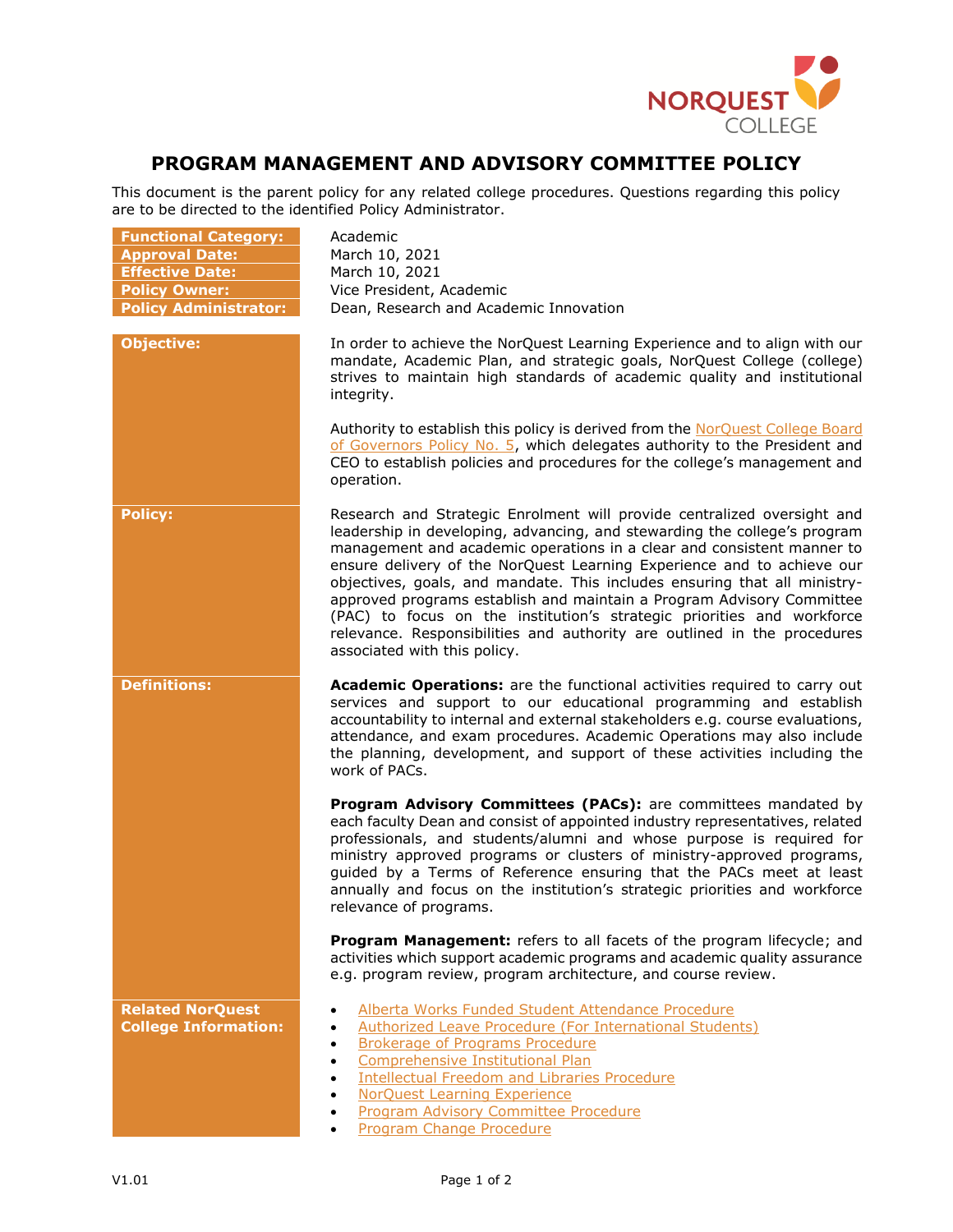# PROGRAM MANAGEMENT AND ADVISORY COMMITTEE POLICY

This document is the parent policy for any related college procedures. Questions regarding this policy are to be directed to the identified Policy Administrator.

| | |
|---|---|
| **Functional Category:** | Academic |
| **Approval Date:** | March 10, 2021 |
| **Effective Date:** | March 10, 2021 |
| **Policy Owner:** | Vice President, Academic |
| **Policy Administrator:** | Dean, Research and Academic Innovation |

**Objective:**

In order to achieve the NorQuest Learning Experience and to align with our mandate, Academic Plan, and strategic goals, NorQuest College (college) strives to maintain high standards of academic quality and institutional integrity.

Authority to establish this policy is derived from the NorQuest College Board of Governors Policy No. 5, which delegates authority to the President and CEO to establish policies and procedures for the college's management and operation.

**Policy:**

Research and Strategic Enrolment will provide centralized oversight and leadership in developing, advancing, and stewarding the college's program management and academic operations in a clear and consistent manner to ensure delivery of the NorQuest Learning Experience and to achieve our objectives, goals, and mandate. This includes ensuring that all ministry-approved programs establish and maintain a Program Advisory Committee (PAC) to focus on the institution's strategic priorities and workforce relevance. Responsibilities and authority are outlined in the procedures associated with this policy.

**Definitions:**

**Academic Operations:** are the functional activities required to carry out services and support to our educational programming and establish accountability to internal and external stakeholders e.g. course evaluations, attendance, and exam procedures. Academic Operations may also include the planning, development, and support of these activities including the work of PACs.

**Program Advisory Committees (PACs):** are committees mandated by each faculty Dean and consist of appointed industry representatives, related professionals, and students/alumni and whose purpose is required for ministry approved programs or clusters of ministry-approved programs, guided by a Terms of Reference ensuring that the PACs meet at least annually and focus on the institution's strategic priorities and workforce relevance of programs.

**Program Management:** refers to all facets of the program lifecycle; and activities which support academic programs and academic quality assurance e.g. program review, program architecture, and course review.

**Related NorQuest College Information:**

- Alberta Works Funded Student Attendance Procedure
- Authorized Leave Procedure (For International Students)
- Brokerage of Programs Procedure
- Comprehensive Institutional Plan
- Intellectual Freedom and Libraries Procedure
- NorQuest Learning Experience
- Program Advisory Committee Procedure
- Program Change Procedure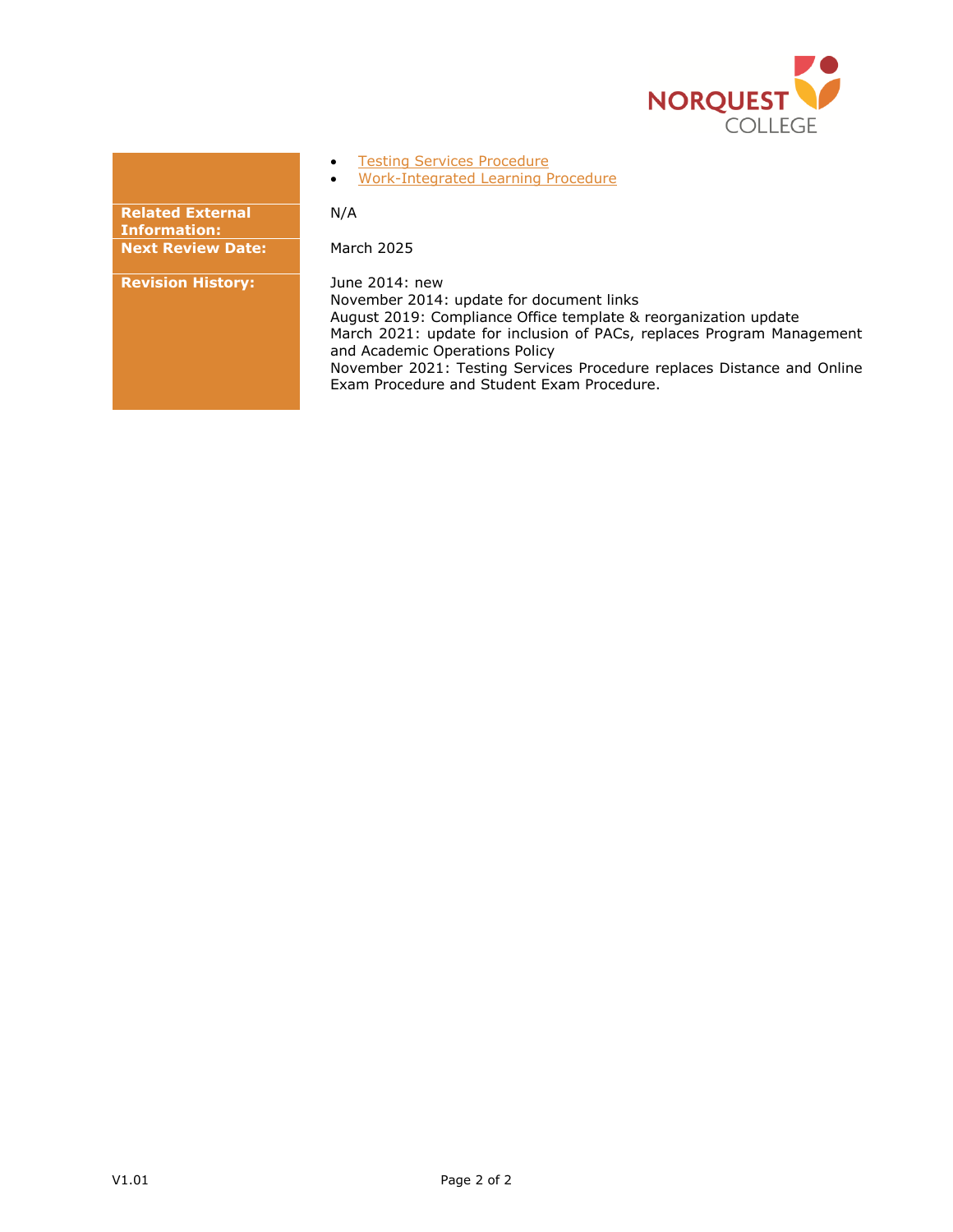| | |
|---|---|
| | • Testing Services Procedure<br>• Work-Integrated Learning Procedure |
| **Related External Information:** | N/A |
| **Next Review Date:** | March 2025 |
| **Revision History:** | June 2014: new<br>November 2014: update for document links<br>August 2019: Compliance Office template & reorganization update<br>March 2021: update for inclusion of PACs, replaces Program Management and Academic Operations Policy<br>November 2021: Testing Services Procedure replaces Distance and Online Exam Procedure and Student Exam Procedure. |

V1.01